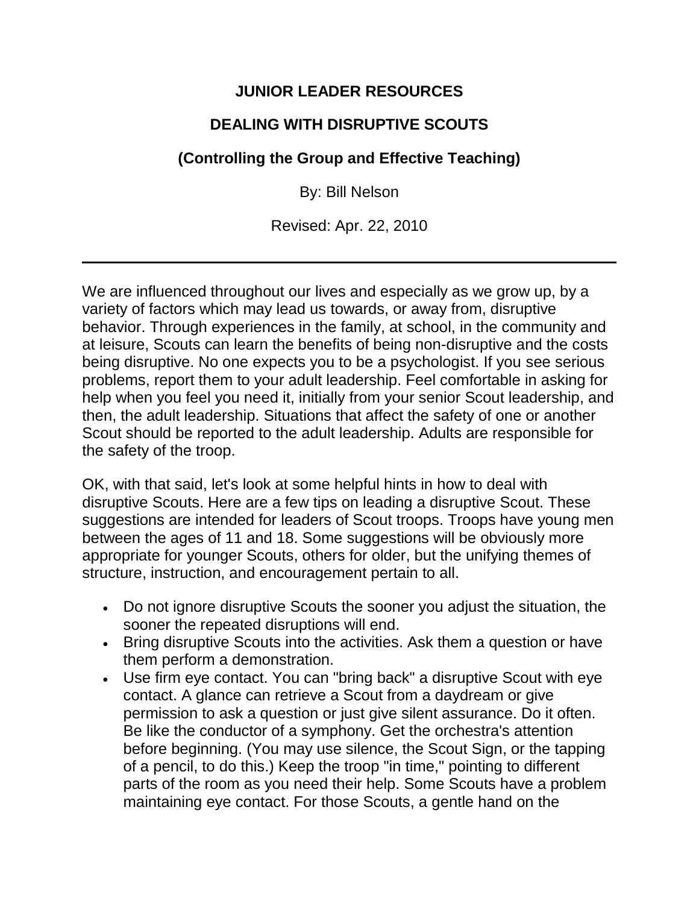**JUNIOR LEADER RESOURCES**

**DEALING WITH DISRUPTIVE SCOUTS**

**(Controlling the Group and Effective Teaching)**

By: Bill Nelson

Revised: Apr. 22, 2010

---

We are influenced throughout our lives and especially as we grow up, by a variety of factors which may lead us towards, or away from, disruptive behavior. Through experiences in the family, at school, in the community and at leisure, Scouts can learn the benefits of being non-disruptive and the costs being disruptive. No one expects you to be a psychologist. If you see serious problems, report them to your adult leadership. Feel comfortable in asking for help when you feel you need it, initially from your senior Scout leadership, and then, the adult leadership. Situations that affect the safety of one or another Scout should be reported to the adult leadership. Adults are responsible for the safety of the troop.

OK, with that said, let's look at some helpful hints in how to deal with disruptive Scouts. Here are a few tips on leading a disruptive Scout. These suggestions are intended for leaders of Scout troops. Troops have young men between the ages of 11 and 18. Some suggestions will be obviously more appropriate for younger Scouts, others for older, but the unifying themes of structure, instruction, and encouragement pertain to all.

- Do not ignore disruptive Scouts the sooner you adjust the situation, the sooner the repeated disruptions will end.
- Bring disruptive Scouts into the activities. Ask them a question or have them perform a demonstration.
- Use firm eye contact. You can "bring back" a disruptive Scout with eye contact. A glance can retrieve a Scout from a daydream or give permission to ask a question or just give silent assurance. Do it often. Be like the conductor of a symphony. Get the orchestra's attention before beginning. (You may use silence, the Scout Sign, or the tapping of a pencil, to do this.) Keep the troop "in time," pointing to different parts of the room as you need their help. Some Scouts have a problem maintaining eye contact. For those Scouts, a gentle hand on the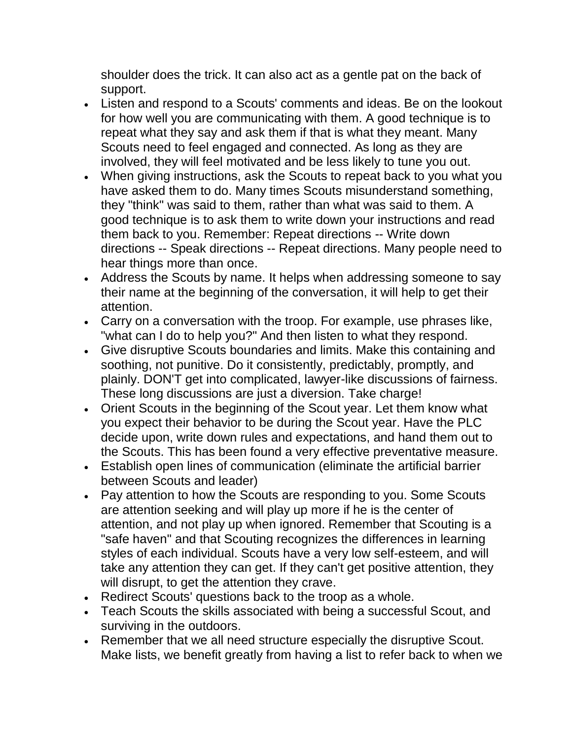shoulder does the trick. It can also act as a gentle pat on the back of support.

- Listen and respond to a Scouts' comments and ideas. Be on the lookout for how well you are communicating with them. A good technique is to repeat what they say and ask them if that is what they meant. Many Scouts need to feel engaged and connected. As long as they are involved, they will feel motivated and be less likely to tune you out.
- When giving instructions, ask the Scouts to repeat back to you what you have asked them to do. Many times Scouts misunderstand something, they "think" was said to them, rather than what was said to them. A good technique is to ask them to write down your instructions and read them back to you. Remember: Repeat directions -- Write down directions -- Speak directions -- Repeat directions. Many people need to hear things more than once.
- Address the Scouts by name. It helps when addressing someone to say their name at the beginning of the conversation, it will help to get their attention.
- Carry on a conversation with the troop. For example, use phrases like, "what can I do to help you?" And then listen to what they respond.
- Give disruptive Scouts boundaries and limits. Make this containing and soothing, not punitive. Do it consistently, predictably, promptly, and plainly. DON'T get into complicated, lawyer-like discussions of fairness. These long discussions are just a diversion. Take charge!
- Orient Scouts in the beginning of the Scout year. Let them know what you expect their behavior to be during the Scout year. Have the PLC decide upon, write down rules and expectations, and hand them out to the Scouts. This has been found a very effective preventative measure.
- Establish open lines of communication (eliminate the artificial barrier between Scouts and leader)
- Pay attention to how the Scouts are responding to you. Some Scouts are attention seeking and will play up more if he is the center of attention, and not play up when ignored. Remember that Scouting is a "safe haven" and that Scouting recognizes the differences in learning styles of each individual. Scouts have a very low self-esteem, and will take any attention they can get. If they can't get positive attention, they will disrupt, to get the attention they crave.
- Redirect Scouts' questions back to the troop as a whole.
- Teach Scouts the skills associated with being a successful Scout, and surviving in the outdoors.
- Remember that we all need structure especially the disruptive Scout. Make lists, we benefit greatly from having a list to refer back to when we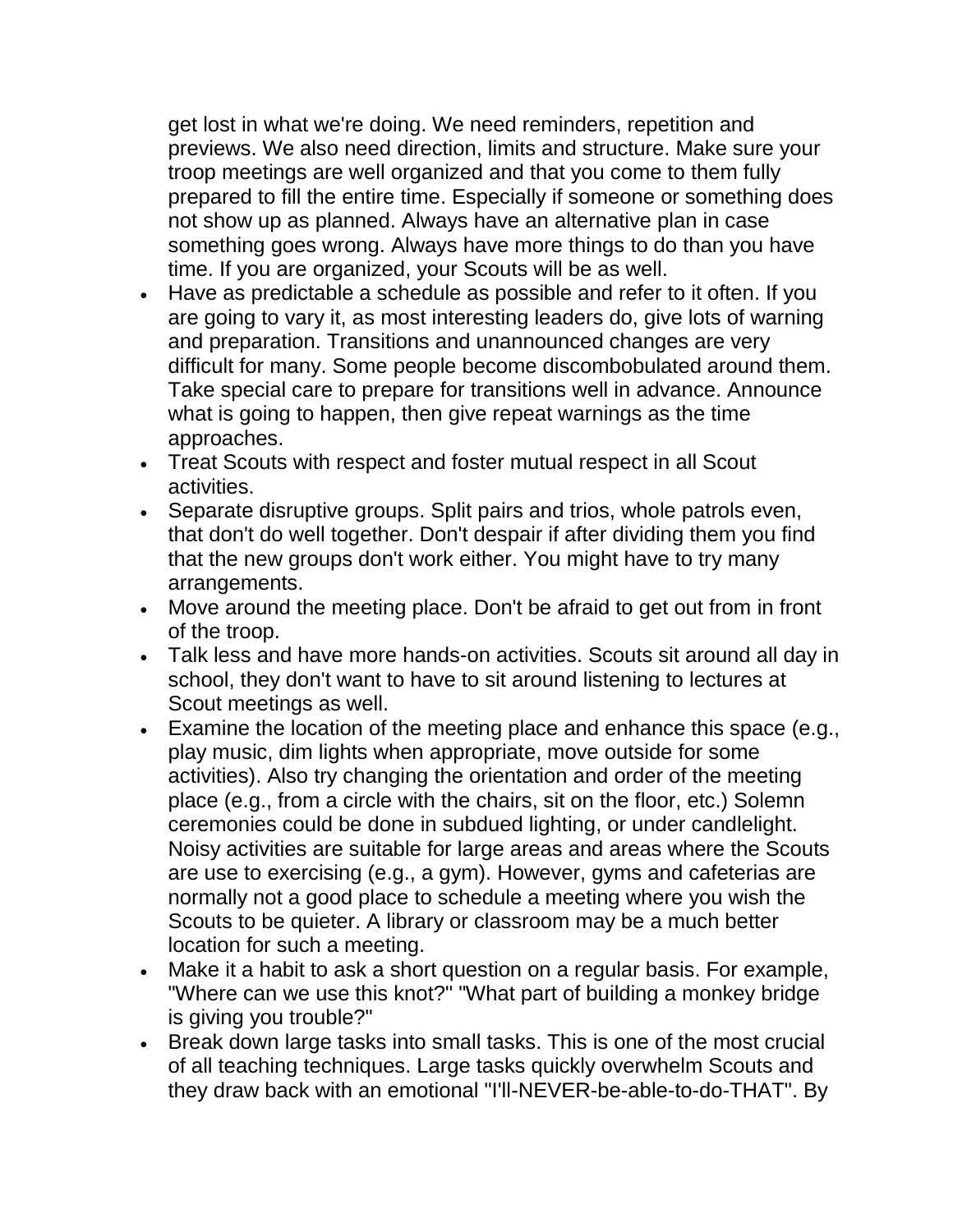get lost in what we're doing. We need reminders, repetition and previews. We also need direction, limits and structure. Make sure your troop meetings are well organized and that you come to them fully prepared to fill the entire time. Especially if someone or something does not show up as planned. Always have an alternative plan in case something goes wrong. Always have more things to do than you have time. If you are organized, your Scouts will be as well.

- Have as predictable a schedule as possible and refer to it often. If you are going to vary it, as most interesting leaders do, give lots of warning and preparation. Transitions and unannounced changes are very difficult for many. Some people become discombobulated around them. Take special care to prepare for transitions well in advance. Announce what is going to happen, then give repeat warnings as the time approaches.
- Treat Scouts with respect and foster mutual respect in all Scout activities.
- Separate disruptive groups. Split pairs and trios, whole patrols even, that don't do well together. Don't despair if after dividing them you find that the new groups don't work either. You might have to try many arrangements.
- Move around the meeting place. Don't be afraid to get out from in front of the troop.
- Talk less and have more hands-on activities. Scouts sit around all day in school, they don't want to have to sit around listening to lectures at Scout meetings as well.
- Examine the location of the meeting place and enhance this space (e.g., play music, dim lights when appropriate, move outside for some activities). Also try changing the orientation and order of the meeting place (e.g., from a circle with the chairs, sit on the floor, etc.) Solemn ceremonies could be done in subdued lighting, or under candlelight. Noisy activities are suitable for large areas and areas where the Scouts are use to exercising (e.g., a gym). However, gyms and cafeterias are normally not a good place to schedule a meeting where you wish the Scouts to be quieter. A library or classroom may be a much better location for such a meeting.
- Make it a habit to ask a short question on a regular basis. For example, "Where can we use this knot?" "What part of building a monkey bridge is giving you trouble?"
- Break down large tasks into small tasks. This is one of the most crucial of all teaching techniques. Large tasks quickly overwhelm Scouts and they draw back with an emotional "I'll-NEVER-be-able-to-do-THAT". By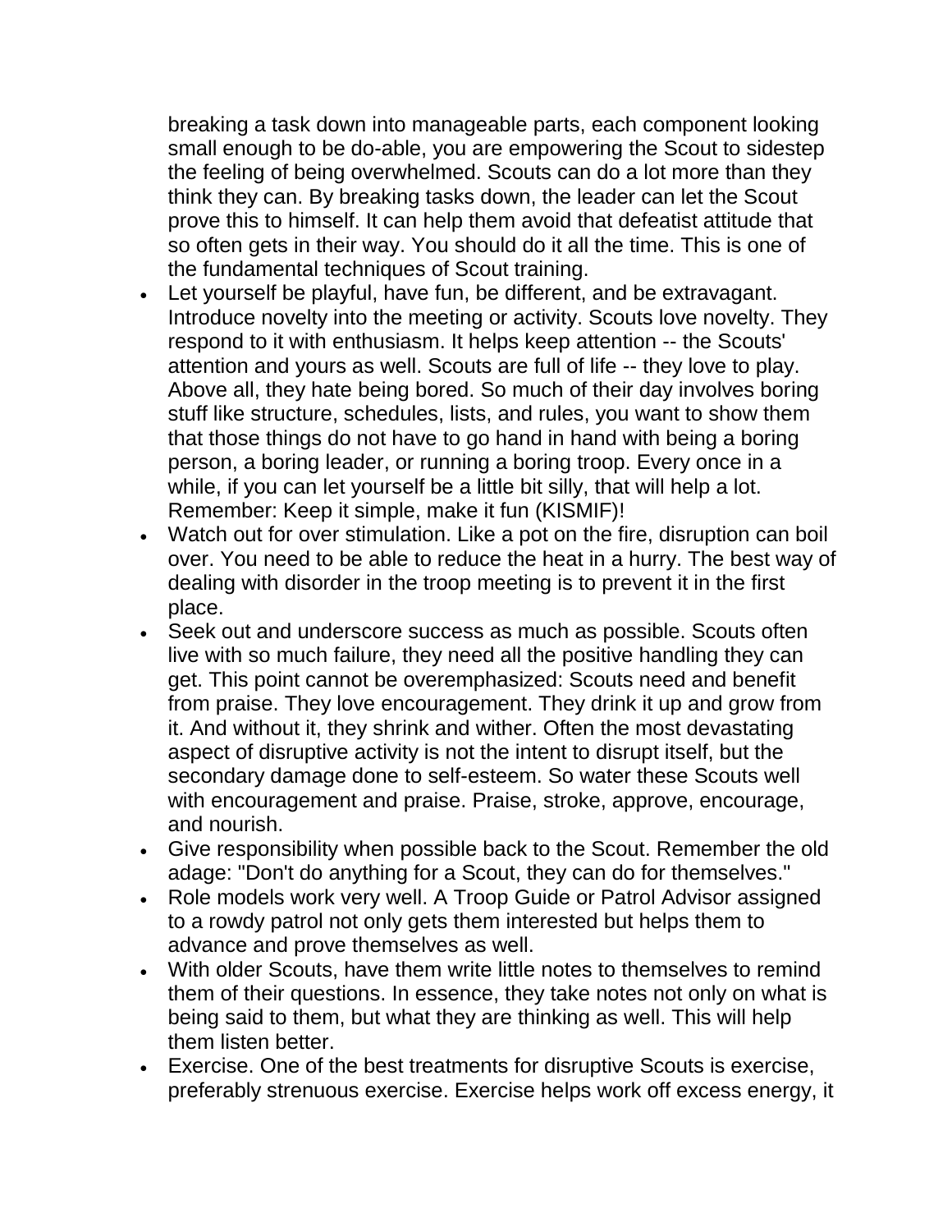breaking a task down into manageable parts, each component looking small enough to be do-able, you are empowering the Scout to sidestep the feeling of being overwhelmed. Scouts can do a lot more than they think they can. By breaking tasks down, the leader can let the Scout prove this to himself. It can help them avoid that defeatist attitude that so often gets in their way. You should do it all the time. This is one of the fundamental techniques of Scout training.

- Let yourself be playful, have fun, be different, and be extravagant. Introduce novelty into the meeting or activity. Scouts love novelty. They respond to it with enthusiasm. It helps keep attention -- the Scouts' attention and yours as well. Scouts are full of life -- they love to play. Above all, they hate being bored. So much of their day involves boring stuff like structure, schedules, lists, and rules, you want to show them that those things do not have to go hand in hand with being a boring person, a boring leader, or running a boring troop. Every once in a while, if you can let yourself be a little bit silly, that will help a lot. Remember: Keep it simple, make it fun (KISMIF)!
- Watch out for over stimulation. Like a pot on the fire, disruption can boil over. You need to be able to reduce the heat in a hurry. The best way of dealing with disorder in the troop meeting is to prevent it in the first place.
- Seek out and underscore success as much as possible. Scouts often live with so much failure, they need all the positive handling they can get. This point cannot be overemphasized: Scouts need and benefit from praise. They love encouragement. They drink it up and grow from it. And without it, they shrink and wither. Often the most devastating aspect of disruptive activity is not the intent to disrupt itself, but the secondary damage done to self-esteem. So water these Scouts well with encouragement and praise. Praise, stroke, approve, encourage, and nourish.
- Give responsibility when possible back to the Scout. Remember the old adage: "Don't do anything for a Scout, they can do for themselves."
- Role models work very well. A Troop Guide or Patrol Advisor assigned to a rowdy patrol not only gets them interested but helps them to advance and prove themselves as well.
- With older Scouts, have them write little notes to themselves to remind them of their questions. In essence, they take notes not only on what is being said to them, but what they are thinking as well. This will help them listen better.
- Exercise. One of the best treatments for disruptive Scouts is exercise, preferably strenuous exercise. Exercise helps work off excess energy, it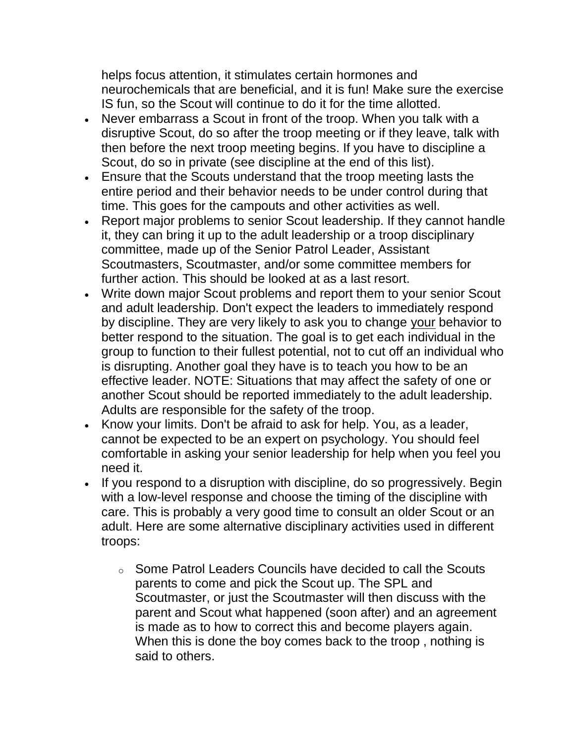helps focus attention, it stimulates certain hormones and neurochemicals that are beneficial, and it is fun! Make sure the exercise IS fun, so the Scout will continue to do it for the time allotted.

- Never embarrass a Scout in front of the troop. When you talk with a disruptive Scout, do so after the troop meeting or if they leave, talk with then before the next troop meeting begins. If you have to discipline a Scout, do so in private (see discipline at the end of this list).
- Ensure that the Scouts understand that the troop meeting lasts the entire period and their behavior needs to be under control during that time. This goes for the campouts and other activities as well.
- Report major problems to senior Scout leadership. If they cannot handle it, they can bring it up to the adult leadership or a troop disciplinary committee, made up of the Senior Patrol Leader, Assistant Scoutmasters, Scoutmaster, and/or some committee members for further action. This should be looked at as a last resort.
- Write down major Scout problems and report them to your senior Scout and adult leadership. Don't expect the leaders to immediately respond by discipline. They are very likely to ask you to change <u>your</u> behavior to better respond to the situation. The goal is to get each individual in the group to function to their fullest potential, not to cut off an individual who is disrupting. Another goal they have is to teach you how to be an effective leader. NOTE: Situations that may affect the safety of one or another Scout should be reported immediately to the adult leadership. Adults are responsible for the safety of the troop.
- Know your limits. Don't be afraid to ask for help. You, as a leader, cannot be expected to be an expert on psychology. You should feel comfortable in asking your senior leadership for help when you feel you need it.
- If you respond to a disruption with discipline, do so progressively. Begin with a low-level response and choose the timing of the discipline with care. This is probably a very good time to consult an older Scout or an adult. Here are some alternative disciplinary activities used in different troops:
  - Some Patrol Leaders Councils have decided to call the Scouts parents to come and pick the Scout up. The SPL and Scoutmaster, or just the Scoutmaster will then discuss with the parent and Scout what happened (soon after) and an agreement is made as to how to correct this and become players again. When this is done the boy comes back to the troop , nothing is said to others.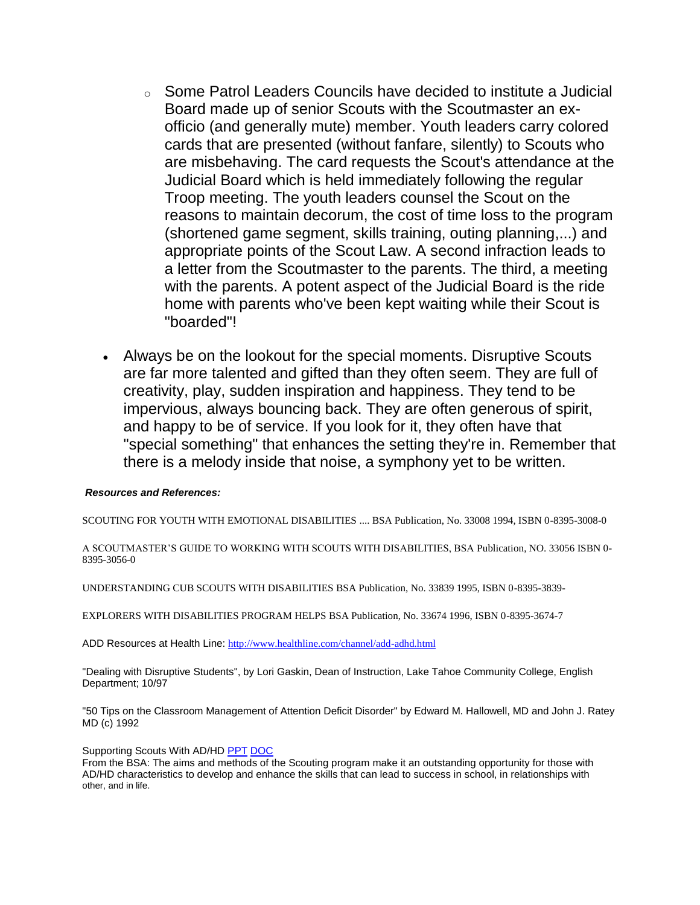- Some Patrol Leaders Councils have decided to institute a Judicial Board made up of senior Scouts with the Scoutmaster an ex-officio (and generally mute) member. Youth leaders carry colored cards that are presented (without fanfare, silently) to Scouts who are misbehaving. The card requests the Scout's attendance at the Judicial Board which is held immediately following the regular Troop meeting. The youth leaders counsel the Scout on the reasons to maintain decorum, the cost of time loss to the program (shortened game segment, skills training, outing planning,...) and appropriate points of the Scout Law. A second infraction leads to a letter from the Scoutmaster to the parents. The third, a meeting with the parents. A potent aspect of the Judicial Board is the ride home with parents who've been kept waiting while their Scout is "boarded"!

- Always be on the lookout for the special moments. Disruptive Scouts are far more talented and gifted than they often seem. They are full of creativity, play, sudden inspiration and happiness. They tend to be impervious, always bouncing back. They are often generous of spirit, and happy to be of service. If you look for it, they often have that "special something" that enhances the setting they're in. Remember that there is a melody inside that noise, a symphony yet to be written.

***Resources and References:***

SCOUTING FOR YOUTH WITH EMOTIONAL DISABILITIES .... BSA Publication, No. 33008 1994, ISBN 0-8395-3008-0

A SCOUTMASTER'S GUIDE TO WORKING WITH SCOUTS WITH DISABILITIES, BSA Publication, NO. 33056 ISBN 0-8395-3056-0

UNDERSTANDING CUB SCOUTS WITH DISABILITIES BSA Publication, No. 33839 1995, ISBN 0-8395-3839-

EXPLORERS WITH DISABILITIES PROGRAM HELPS BSA Publication, No. 33674 1996, ISBN 0-8395-3674-7

ADD Resources at Health Line: http://www.healthline.com/channel/add-adhd.html

"Dealing with Disruptive Students", by Lori Gaskin, Dean of Instruction, Lake Tahoe Community College, English Department; 10/97

"50 Tips on the Classroom Management of Attention Deficit Disorder" by Edward M. Hallowell, MD and John J. Ratey MD (c) 1992

Supporting Scouts With AD/HD PPT DOC
From the BSA: The aims and methods of the Scouting program make it an outstanding opportunity for those with AD/HD characteristics to develop and enhance the skills that can lead to success in school, in relationships with other, and in life.